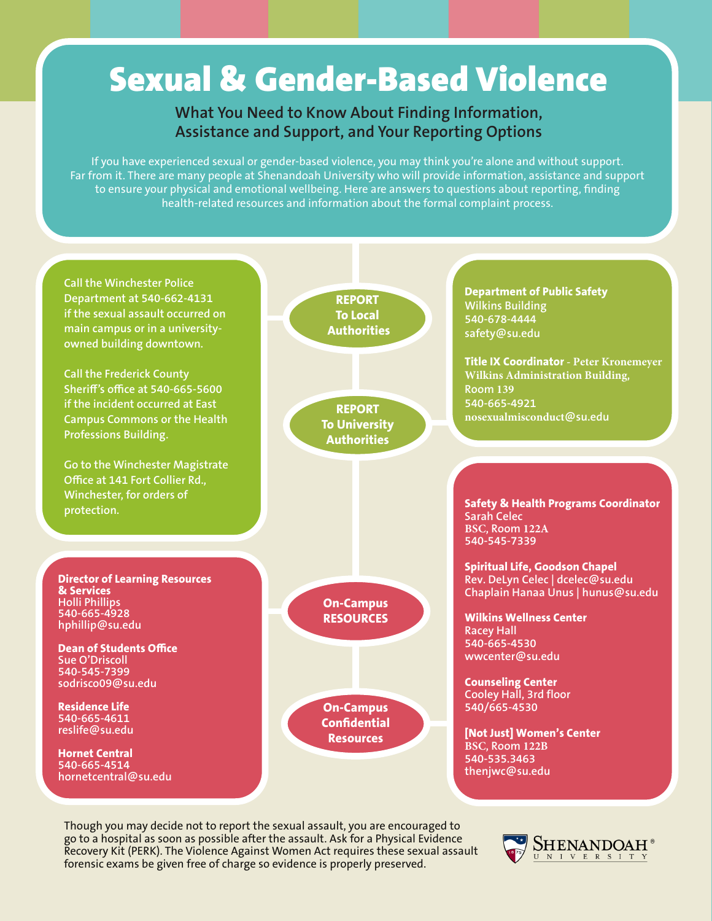# Sexual & Gender-Based Violence

## What You Need to Know About Finding Information, Assistance and Support, and Your Reporting Options

If you have experienced sexual or gender-based violence, you may think you're alone and without support. Far from it. There are many people at Shenandoah University who will provide information, assistance and support to ensure your physical and emotional wellbeing. Here are answers to questions about reporting, finding health-related resources and information about the formal complaint process.

### REPORT To Local Authorities

Call the Winchester Police Department at 540-662-4131 if the sexual assault occurred on main campus or in a university-owned building downtown.

Call the Frederick County Sheriff's office at 540-665-5600 if the incident occurred at East Campus Commons or the Health Professions Building.

Go to the Winchester Magistrate Office at 141 Fort Collier Rd., Winchester, for orders of protection.

### REPORT To University Authorities

**Department of Public Safety**
Wilkins Building
540-678-4444
safety@su.edu

**Title IX Coordinator** - Peter Kronemeyer
Wilkins Administration Building, Room 139
540-665-4921
nosexualmisconduct@su.edu

### On-Campus RESOURCES

**Director of Learning Resources & Services**
Holli Phillips
540-665-4928
hphillip@su.edu

**Dean of Students Office**
Sue O'Driscoll
540-545-7399
sodrisco09@su.edu

**Residence Life**
540-665-4611
reslife@su.edu

**Hornet Central**
540-665-4514
hornetcentral@su.edu

### On-Campus Confidential Resources

**Safety & Health Programs Coordinator**
Sarah Celec
BSC, Room 122A
540-545-7339

**Spiritual Life, Goodson Chapel**
Rev. DeLyn Celec | dcelec@su.edu
Chaplain Hanaa Unus | hunus@su.edu

**Wilkins Wellness Center**
Racey Hall
540-665-4530
wwcenter@su.edu

**Counseling Center**
Cooley Hall, 3rd floor
540/665-4530

**[Not Just] Women's Center**
BSC, Room 122B
540-535.3463
thenjwc@su.edu

Though you may decide not to report the sexual assault, you are encouraged to go to a hospital as soon as possible after the assault. Ask for a Physical Evidence Recovery Kit (PERK). The Violence Against Women Act requires these sexual assault forensic exams be given free of charge so evidence is properly preserved.

Shenandoah University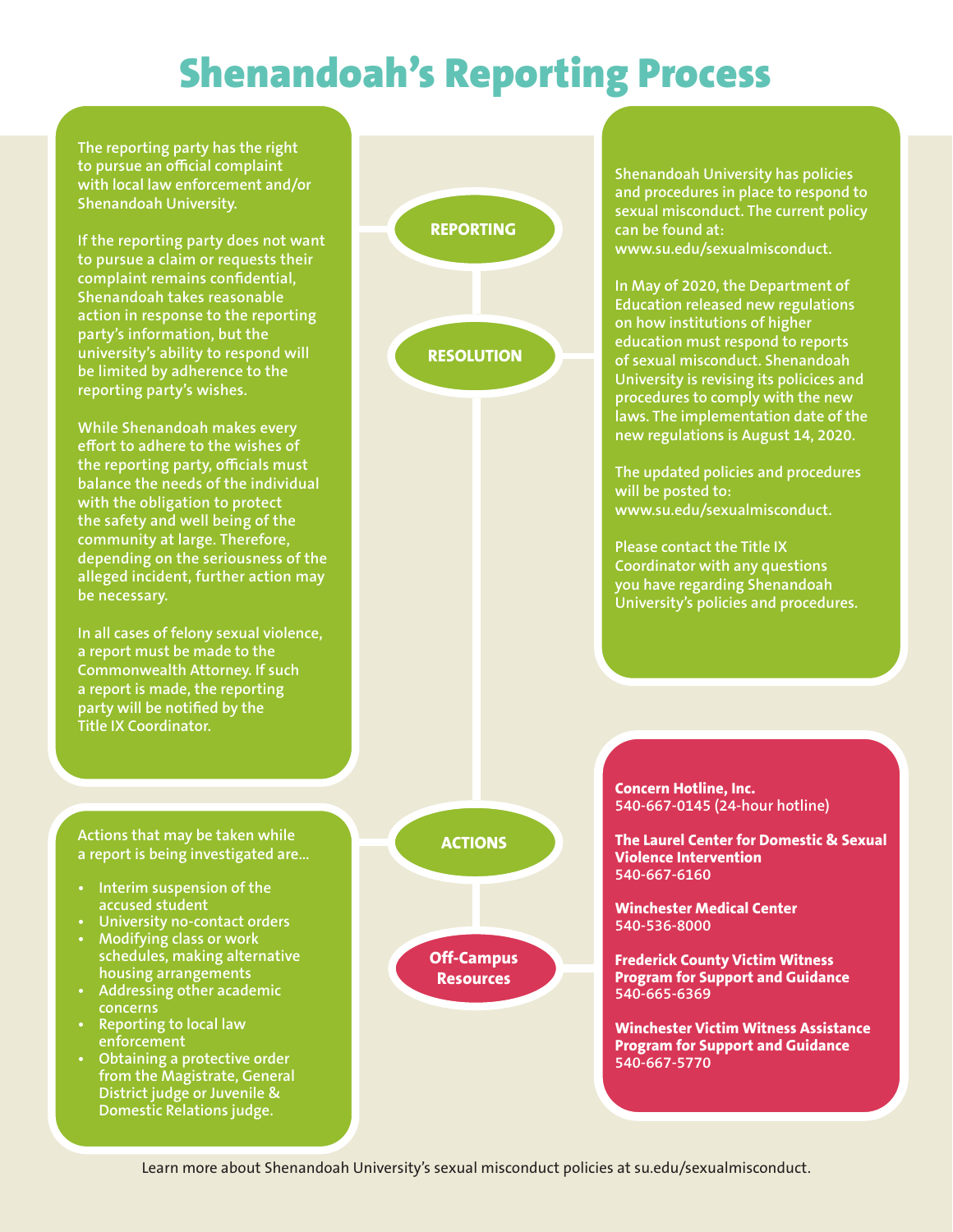# Shenandoah's Reporting Process

## REPORTING

The reporting party has the right to pursue an official complaint with local law enforcement and/or Shenandoah University.

If the reporting party does not want to pursue a claim or requests their complaint remains confidential, Shenandoah takes reasonable action in response to the reporting party's information, but the university's ability to respond will be limited by adherence to the reporting party's wishes.

While Shenandoah makes every effort to adhere to the wishes of the reporting party, officials must balance the needs of the individual with the obligation to protect the safety and well being of the community at large. Therefore, depending on the seriousness of the alleged incident, further action may be necessary.

In all cases of felony sexual violence, a report must be made to the Commonwealth Attorney. If such a report is made, the reporting party will be notified by the Title IX Coordinator.

## RESOLUTION

Shenandoah University has policies and procedures in place to respond to sexual misconduct. The current policy can be found at: www.su.edu/sexualmisconduct.

In May of 2020, the Department of Education released new regulations on how institutions of higher education must respond to reports of sexual misconduct. Shenandoah University is revising its policices and procedures to comply with the new laws. The implementation date of the new regulations is August 14, 2020.

The updated policies and procedures will be posted to: www.su.edu/sexualmisconduct.

Please contact the Title IX Coordinator with any questions you have regarding Shenandoah University's policies and procedures.

## ACTIONS

Actions that may be taken while a report is being investigated are...

- Interim suspension of the accused student
- University no-contact orders
- Modifying class or work schedules, making alternative housing arrangements
- Addressing other academic concerns
- Reporting to local law enforcement
- Obtaining a protective order from the Magistrate, General District judge or Juvenile & Domestic Relations judge.

## Off-Campus Resources

**Concern Hotline, Inc.**
540-667-0145 (24-hour hotline)

**The Laurel Center for Domestic & Sexual Violence Intervention**
540-667-6160

**Winchester Medical Center**
540-536-8000

**Frederick County Victim Witness Program for Support and Guidance**
540-665-6369

**Winchester Victim Witness Assistance Program for Support and Guidance**
540-667-5770

Learn more about Shenandoah University's sexual misconduct policies at su.edu/sexualmisconduct.